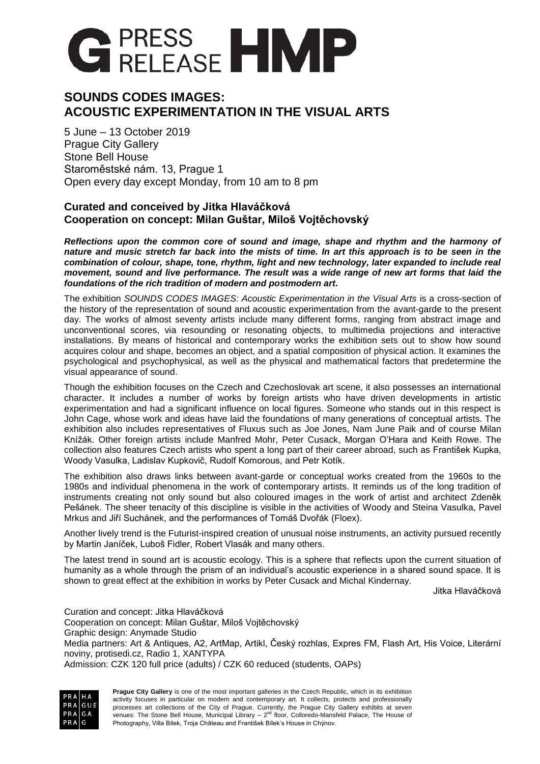# G PRESS RELEASE HMP

## SOUNDS CODES IMAGES: ACOUSTIC EXPERIMENTATION IN THE VISUAL ARTS

5 June – 13 October 2019
Prague City Gallery
Stone Bell House
Staroměstské nám. 13, Prague 1
Open every day except Monday, from 10 am to 8 pm

### Curated and conceived by Jitka Hlaváčková
### Cooperation on concept: Milan Guštar, Miloš Vojtěchovský

***Reflections upon the common core of sound and image, shape and rhythm and the harmony of nature and music stretch far back into the mists of time. In art this approach is to be seen in the combination of colour, shape, tone, rhythm, light and new technology, later expanded to include real movement, sound and live performance. The result was a wide range of new art forms that laid the foundations of the rich tradition of modern and postmodern art.***

The exhibition *SOUNDS CODES IMAGES: Acoustic Experimentation in the Visual Arts* is a cross-section of the history of the representation of sound and acoustic experimentation from the avant-garde to the present day. The works of almost seventy artists include many different forms, ranging from abstract image and unconventional scores, via resounding or resonating objects, to multimedia projections and interactive installations. By means of historical and contemporary works the exhibition sets out to show how sound acquires colour and shape, becomes an object, and a spatial composition of physical action. It examines the psychological and psychophysical, as well as the physical and mathematical factors that predetermine the visual appearance of sound.

Though the exhibition focuses on the Czech and Czechoslovak art scene, it also possesses an international character. It includes a number of works by foreign artists who have driven developments in artistic experimentation and had a significant influence on local figures. Someone who stands out in this respect is John Cage, whose work and ideas have laid the foundations of many generations of conceptual artists. The exhibition also includes representatives of Fluxus such as Joe Jones, Nam June Paik and of course Milan Knížák. Other foreign artists include Manfred Mohr, Peter Cusack, Morgan O'Hara and Keith Rowe. The collection also features Czech artists who spent a long part of their career abroad, such as František Kupka, Woody Vasulka, Ladislav Kupkovič, Rudolf Komorous, and Petr Kotík.

The exhibition also draws links between avant-garde or conceptual works created from the 1960s to the 1980s and individual phenomena in the work of contemporary artists. It reminds us of the long tradition of instruments creating not only sound but also coloured images in the work of artist and architect Zdeněk Pešánek. The sheer tenacity of this discipline is visible in the activities of Woody and Steina Vasulka, Pavel Mrkus and Jiří Suchánek, and the performances of Tomáš Dvořák (Floex).

Another lively trend is the Futurist-inspired creation of unusual noise instruments, an activity pursued recently by Martin Janíček, Luboš Fidler, Robert Vlasák and many others.

The latest trend in sound art is acoustic ecology. This is a sphere that reflects upon the current situation of humanity as a whole through the prism of an individual's acoustic experience in a shared sound space. It is shown to great effect at the exhibition in works by Peter Cusack and Michal Kindernay.

Jitka Hlaváčková

Curation and concept: Jitka Hlaváčková
Cooperation on concept: Milan Guštar, Miloš Vojtěchovský
Graphic design: Anymade Studio
Media partners: Art & Antiques, A2, ArtMap, Artikl, Český rozhlas, Expres FM, Flash Art, His Voice, Literární noviny, protisedi.cz, Radio 1, XANTYPA
Admission: CZK 120 full price (adults) / CZK 60 reduced (students, OAPs)

PRA HA / PRA GUE / PRA GA / PRA G

**Prague City Gallery** is one of the most important galleries in the Czech Republic, which in its exhibition activity focuses in particular on modern and contemporary art. It collects, protects and professionally processes art collections of the City of Prague. Currently, the Prague City Gallery exhibits at seven venues: The Stone Bell House, Municipal Library – 2nd floor, Colloredo-Mansfeld Palace, The House of Photography, Villa Bílek, Troja Château and František Bílek's House in Chýnov.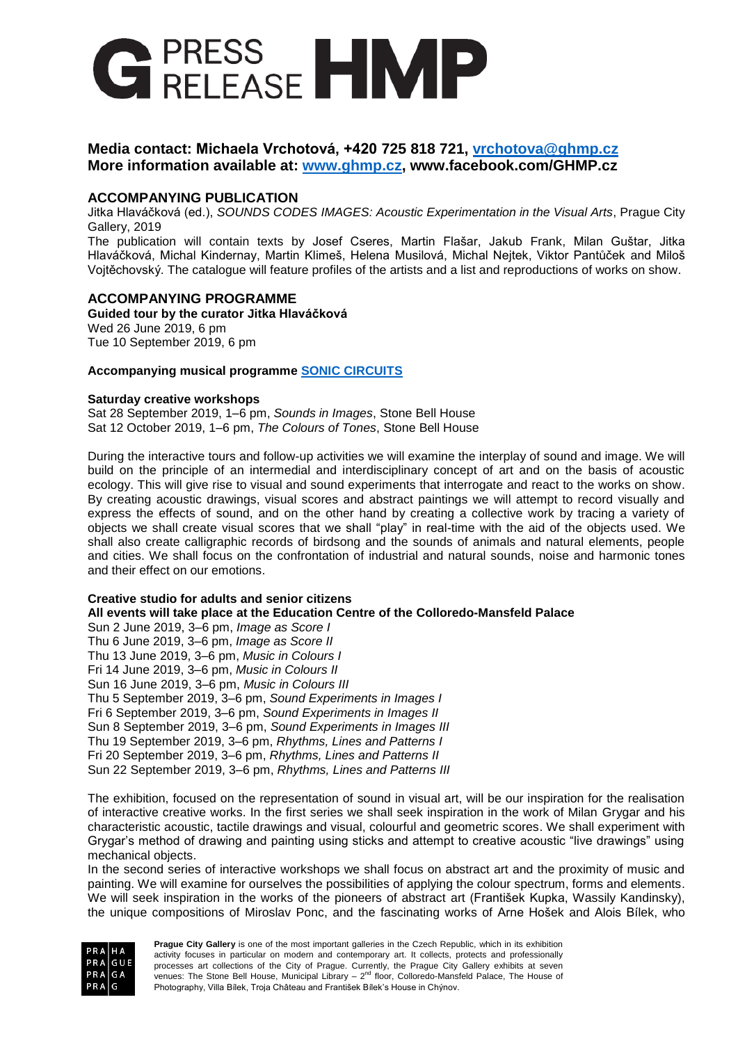**Media contact: Michaela Vrchotová, +420 725 818 721, vrchotova@ghmp.cz**
**More information available at: www.ghmp.cz, www.facebook.com/GHMP.cz**

## ACCOMPANYING PUBLICATION

Jitka Hlaváčková (ed.), *SOUNDS CODES IMAGES: Acoustic Experimentation in the Visual Arts*, Prague City Gallery, 2019

The publication will contain texts by Josef Cseres, Martin Flašar, Jakub Frank, Milan Guštar, Jitka Hlaváčková, Michal Kindernay, Martin Klimeš, Helena Musilová, Michal Nejtek, Viktor Pantůček and Miloš Vojtěchovský. The catalogue will feature profiles of the artists and a list and reproductions of works on show.

## ACCOMPANYING PROGRAMME

**Guided tour by the curator Jitka Hlaváčková**
Wed 26 June 2019, 6 pm
Tue 10 September 2019, 6 pm

**Accompanying musical programme SONIC CIRCUITS**

**Saturday creative workshops**
Sat 28 September 2019, 1–6 pm, *Sounds in Images*, Stone Bell House
Sat 12 October 2019, 1–6 pm, *The Colours of Tones*, Stone Bell House

During the interactive tours and follow-up activities we will examine the interplay of sound and image. We will build on the principle of an intermedial and interdisciplinary concept of art and on the basis of acoustic ecology. This will give rise to visual and sound experiments that interrogate and react to the works on show. By creating acoustic drawings, visual scores and abstract paintings we will attempt to record visually and express the effects of sound, and on the other hand by creating a collective work by tracing a variety of objects we shall create visual scores that we shall "play" in real-time with the aid of the objects used. We shall also create calligraphic records of birdsong and the sounds of animals and natural elements, people and cities. We shall focus on the confrontation of industrial and natural sounds, noise and harmonic tones and their effect on our emotions.

**Creative studio for adults and senior citizens**
**All events will take place at the Education Centre of the Colloredo-Mansfeld Palace**
Sun 2 June 2019, 3–6 pm, *Image as Score I*
Thu 6 June 2019, 3–6 pm, *Image as Score II*
Thu 13 June 2019, 3–6 pm, *Music in Colours I*
Fri 14 June 2019, 3–6 pm, *Music in Colours II*
Sun 16 June 2019, 3–6 pm, *Music in Colours III*
Thu 5 September 2019, 3–6 pm, *Sound Experiments in Images I*
Fri 6 September 2019, 3–6 pm, *Sound Experiments in Images II*
Sun 8 September 2019, 3–6 pm, *Sound Experiments in Images III*
Thu 19 September 2019, 3–6 pm, *Rhythms, Lines and Patterns I*
Fri 20 September 2019, 3–6 pm, *Rhythms, Lines and Patterns II*
Sun 22 September 2019, 3–6 pm, *Rhythms, Lines and Patterns III*

The exhibition, focused on the representation of sound in visual art, will be our inspiration for the realisation of interactive creative works. In the first series we shall seek inspiration in the work of Milan Grygar and his characteristic acoustic, tactile drawings and visual, colourful and geometric scores. We shall experiment with Grygar's method of drawing and painting using sticks and attempt to creative acoustic "live drawings" using mechanical objects.

In the second series of interactive workshops we shall focus on abstract art and the proximity of music and painting. We will examine for ourselves the possibilities of applying the colour spectrum, forms and elements. We will seek inspiration in the works of the pioneers of abstract art (František Kupka, Wassily Kandinsky), the unique compositions of Miroslav Ponc, and the fascinating works of Arne Hošek and Alois Bílek, who

**Prague City Gallery** is one of the most important galleries in the Czech Republic, which in its exhibition activity focuses in particular on modern and contemporary art. It collects, protects and professionally processes art collections of the City of Prague. Currently, the Prague City Gallery exhibits at seven venues: The Stone Bell House, Municipal Library – 2nd floor, Colloredo-Mansfeld Palace, The House of Photography, Villa Bílek, Troja Château and František Bílek's House in Chýnov.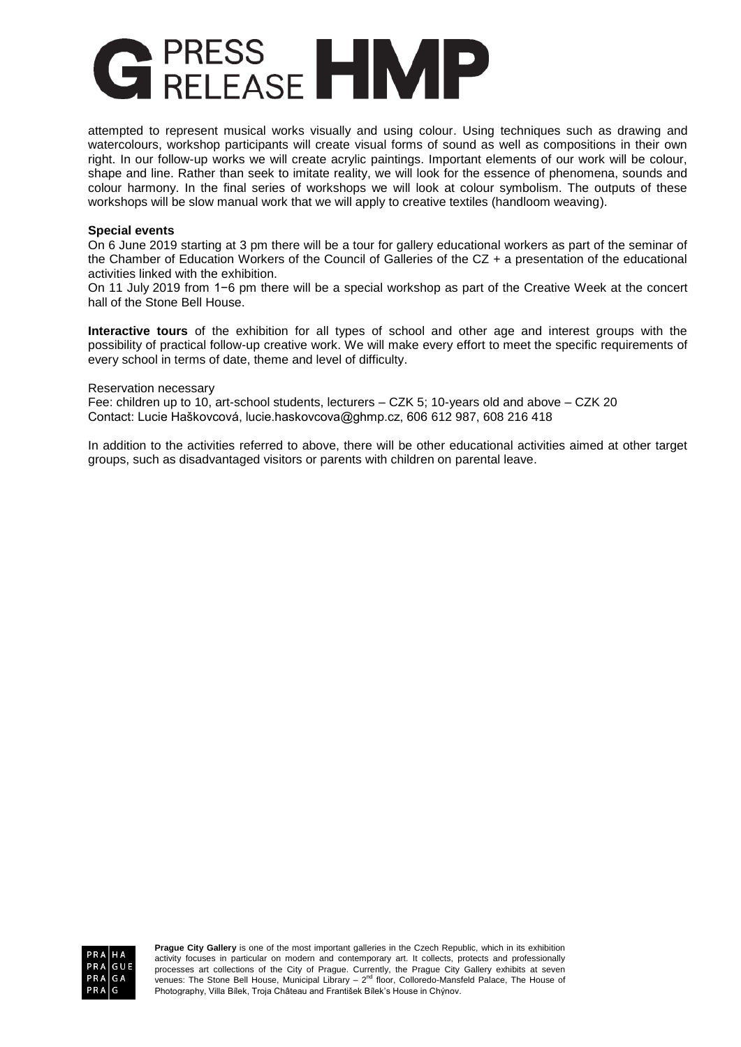attempted to represent musical works visually and using colour. Using techniques such as drawing and watercolours, workshop participants will create visual forms of sound as well as compositions in their own right. In our follow-up works we will create acrylic paintings. Important elements of our work will be colour, shape and line. Rather than seek to imitate reality, we will look for the essence of phenomena, sounds and colour harmony. In the final series of workshops we will look at colour symbolism. The outputs of these workshops will be slow manual work that we will apply to creative textiles (handloom weaving).

**Special events**

On 6 June 2019 starting at 3 pm there will be a tour for gallery educational workers as part of the seminar of the Chamber of Education Workers of the Council of Galleries of the CZ + a presentation of the educational activities linked with the exhibition.

On 11 July 2019 from 1−6 pm there will be a special workshop as part of the Creative Week at the concert hall of the Stone Bell House.

**Interactive tours** of the exhibition for all types of school and other age and interest groups with the possibility of practical follow-up creative work. We will make every effort to meet the specific requirements of every school in terms of date, theme and level of difficulty.

Reservation necessary

Fee: children up to 10, art-school students, lecturers – CZK 5; 10-years old and above – CZK 20

Contact: Lucie Haškovcová, lucie.haskovcova@ghmp.cz, 606 612 987, 608 216 418

In addition to the activities referred to above, there will be other educational activities aimed at other target groups, such as disadvantaged visitors or parents with children on parental leave.

**Prague City Gallery** is one of the most important galleries in the Czech Republic, which in its exhibition activity focuses in particular on modern and contemporary art. It collects, protects and professionally processes art collections of the City of Prague. Currently, the Prague City Gallery exhibits at seven venues: The Stone Bell House, Municipal Library – 2nd floor, Colloredo-Mansfeld Palace, The House of Photography, Villa Bílek, Troja Château and František Bílek's House in Chýnov.